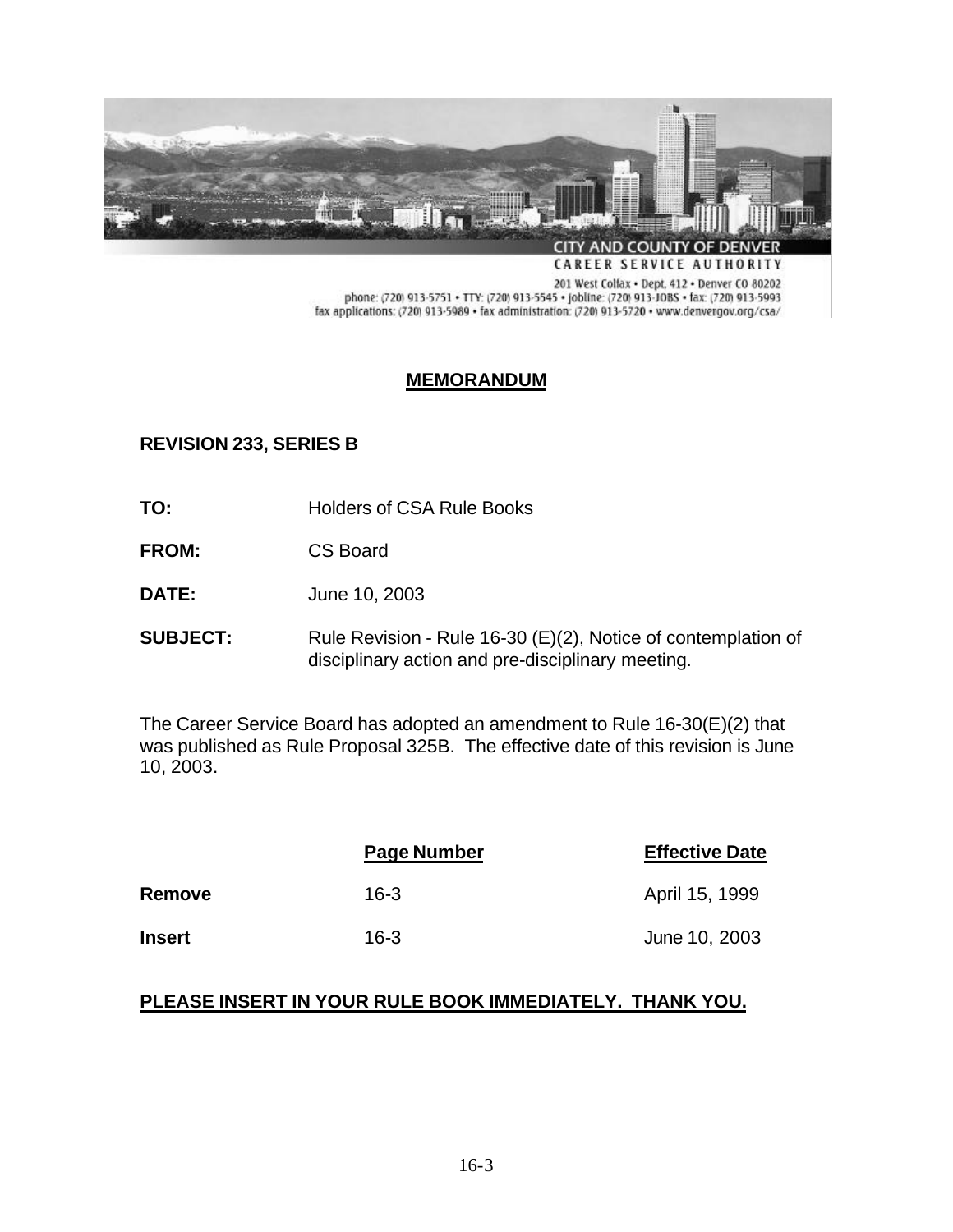CITY AND COUNTY OF DENVER
CAREER SERVICE AUTHORITY

201 West Colfax • Dept. 412 • Denver CO 80202
phone: (720) 913-5751 • TTY: (720) 913-5545 • Jobline: (720) 913-JOBS • fax: (720) 913-5993
fax applications: (720) 913-5989 • fax administration: (720) 913-5720 • www.denvergov.org/csa/

# MEMORANDUM

**REVISION 233, SERIES B**

**TO:** Holders of CSA Rule Books

**FROM:** CS Board

**DATE:** June 10, 2003

**SUBJECT:** Rule Revision - Rule 16-30 (E)(2), Notice of contemplation of disciplinary action and pre-disciplinary meeting.

The Career Service Board has adopted an amendment to Rule 16-30(E)(2) that was published as Rule Proposal 325B. The effective date of this revision is June 10, 2003.

| | Page Number | Effective Date |
|---|---|---|
| **Remove** | 16-3 | April 15, 1999 |
| **Insert** | 16-3 | June 10, 2003 |

**PLEASE INSERT IN YOUR RULE BOOK IMMEDIATELY. THANK YOU.**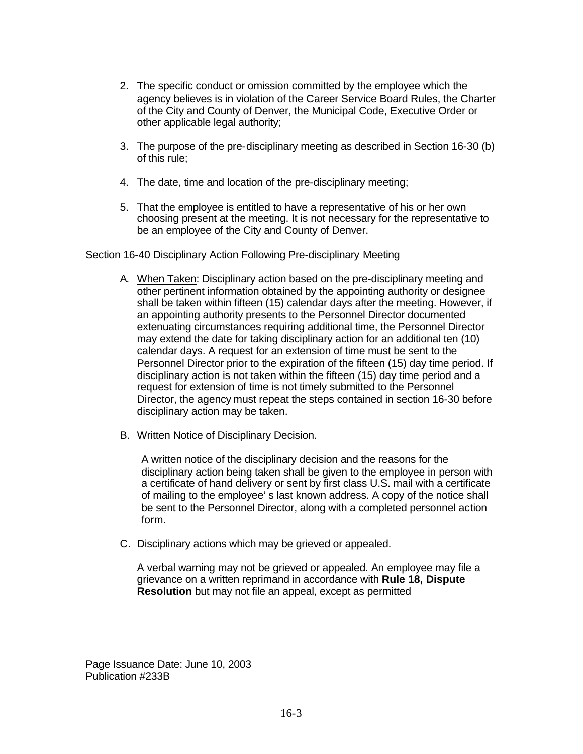2. The specific conduct or omission committed by the employee which the agency believes is in violation of the Career Service Board Rules, the Charter of the City and County of Denver, the Municipal Code, Executive Order or other applicable legal authority;

3. The purpose of the pre-disciplinary meeting as described in Section 16-30 (b) of this rule;

4. The date, time and location of the pre-disciplinary meeting;

5. That the employee is entitled to have a representative of his or her own choosing present at the meeting. It is not necessary for the representative to be an employee of the City and County of Denver.

<u>Section 16-40 Disciplinary Action Following Pre-disciplinary Meeting</u>

A. <u>When Taken</u>: Disciplinary action based on the pre-disciplinary meeting and other pertinent information obtained by the appointing authority or designee shall be taken within fifteen (15) calendar days after the meeting. However, if an appointing authority presents to the Personnel Director documented extenuating circumstances requiring additional time, the Personnel Director may extend the date for taking disciplinary action for an additional ten (10) calendar days. A request for an extension of time must be sent to the Personnel Director prior to the expiration of the fifteen (15) day time period. If disciplinary action is not taken within the fifteen (15) day time period and a request for extension of time is not timely submitted to the Personnel Director, the agency must repeat the steps contained in section 16-30 before disciplinary action may be taken.

B. Written Notice of Disciplinary Decision.

   A written notice of the disciplinary decision and the reasons for the disciplinary action being taken shall be given to the employee in person with a certificate of hand delivery or sent by first class U.S. mail with a certificate of mailing to the employee' s last known address. A copy of the notice shall be sent to the Personnel Director, along with a completed personnel action form.

C. Disciplinary actions which may be grieved or appealed.

   A verbal warning may not be grieved or appealed. An employee may file a grievance on a written reprimand in accordance with **Rule 18, Dispute Resolution** but may not file an appeal, except as permitted

Page Issuance Date: June 10, 2003
Publication #233B